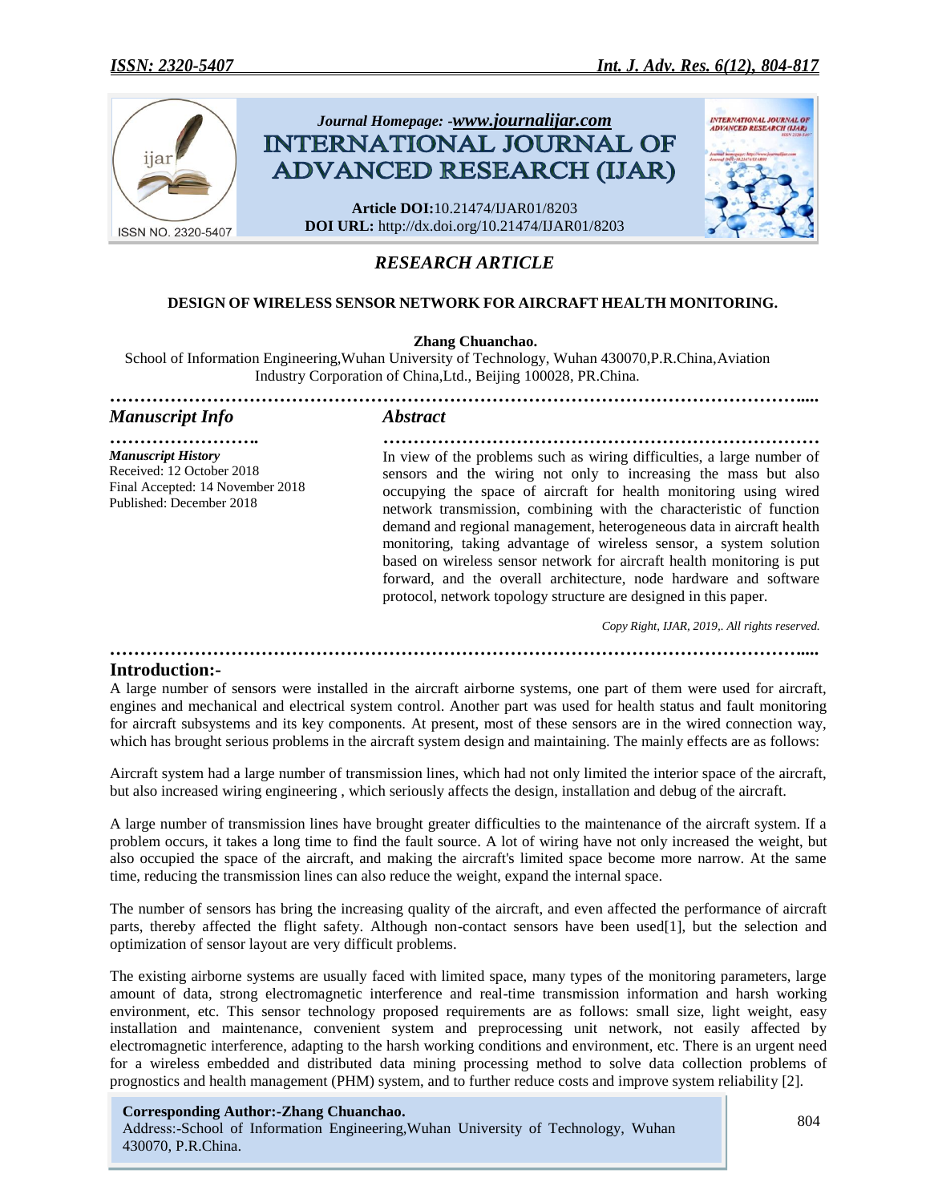*Journal Homepage: -www.journalijar.com*

# INTERNATIONAL JOURNAL OF ADVANCED RESEARCH (IJAR)

**Article DOI:**10.21474/IJAR01/8203
**DOI URL:** http://dx.doi.org/10.21474/IJAR01/8203

## *RESEARCH ARTICLE*

### DESIGN OF WIRELESS SENSOR NETWORK FOR AIRCRAFT HEALTH MONITORING.

**Zhang Chuanchao.**

School of Information Engineering,Wuhan University of Technology, Wuhan 430070,P.R.China,Aviation Industry Corporation of China,Ltd., Beijing 100028, PR.China.

### *Manuscript Info*

***Manuscript History***
Received: 12 October 2018
Final Accepted: 14 November 2018
Published: December 2018

### *Abstract*

In view of the problems such as wiring difficulties, a large number of sensors and the wiring not only to increasing the mass but also occupying the space of aircraft for health monitoring using wired network transmission, combining with the characteristic of function demand and regional management, heterogeneous data in aircraft health monitoring, taking advantage of wireless sensor, a system solution based on wireless sensor network for aircraft health monitoring is put forward, and the overall architecture, node hardware and software protocol, network topology structure are designed in this paper.

*Copy Right, IJAR, 2019,. All rights reserved.*

## Introduction:-

A large number of sensors were installed in the aircraft airborne systems, one part of them were used for aircraft, engines and mechanical and electrical system control. Another part was used for health status and fault monitoring for aircraft subsystems and its key components. At present, most of these sensors are in the wired connection way, which has brought serious problems in the aircraft system design and maintaining. The mainly effects are as follows:

Aircraft system had a large number of transmission lines, which had not only limited the interior space of the aircraft, but also increased wiring engineering , which seriously affects the design, installation and debug of the aircraft.

A large number of transmission lines have brought greater difficulties to the maintenance of the aircraft system. If a problem occurs, it takes a long time to find the fault source. A lot of wiring have not only increased the weight, but also occupied the space of the aircraft, and making the aircraft's limited space become more narrow. At the same time, reducing the transmission lines can also reduce the weight, expand the internal space.

The number of sensors has bring the increasing quality of the aircraft, and even affected the performance of aircraft parts, thereby affected the flight safety. Although non-contact sensors have been used[1], but the selection and optimization of sensor layout are very difficult problems.

The existing airborne systems are usually faced with limited space, many types of the monitoring parameters, large amount of data, strong electromagnetic interference and real-time transmission information and harsh working environment, etc. This sensor technology proposed requirements are as follows: small size, light weight, easy installation and maintenance, convenient system and preprocessing unit network, not easily affected by electromagnetic interference, adapting to the harsh working conditions and environment, etc. There is an urgent need for a wireless embedded and distributed data mining processing method to solve data collection problems of prognostics and health management (PHM) system, and to further reduce costs and improve system reliability [2].

**Corresponding Author:-Zhang Chuanchao.**
Address:-School of Information Engineering,Wuhan University of Technology, Wuhan 430070, P.R.China.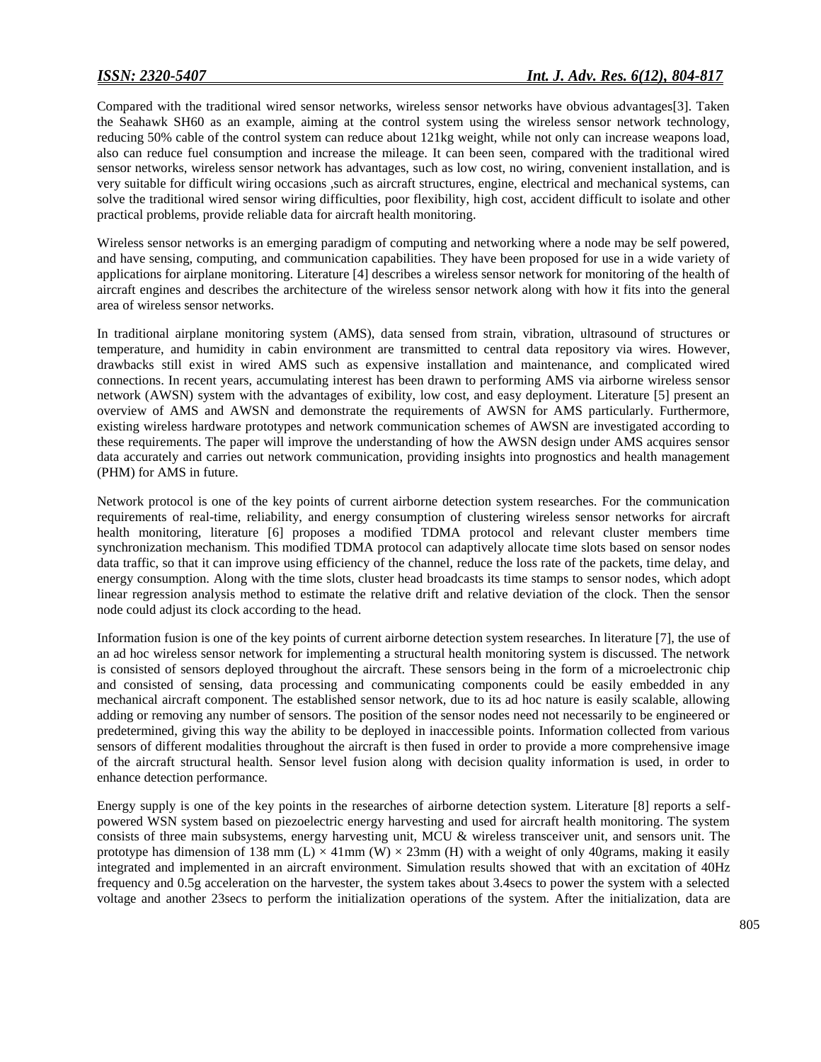Compared with the traditional wired sensor networks, wireless sensor networks have obvious advantages[3]. Taken the Seahawk SH60 as an example, aiming at the control system using the wireless sensor network technology, reducing 50% cable of the control system can reduce about 121kg weight, while not only can increase weapons load, also can reduce fuel consumption and increase the mileage. It can been seen, compared with the traditional wired sensor networks, wireless sensor network has advantages, such as low cost, no wiring, convenient installation, and is very suitable for difficult wiring occasions ,such as aircraft structures, engine, electrical and mechanical systems, can solve the traditional wired sensor wiring difficulties, poor flexibility, high cost, accident difficult to isolate and other practical problems, provide reliable data for aircraft health monitoring.

Wireless sensor networks is an emerging paradigm of computing and networking where a node may be self powered, and have sensing, computing, and communication capabilities. They have been proposed for use in a wide variety of applications for airplane monitoring. Literature [4] describes a wireless sensor network for monitoring of the health of aircraft engines and describes the architecture of the wireless sensor network along with how it fits into the general area of wireless sensor networks.

In traditional airplane monitoring system (AMS), data sensed from strain, vibration, ultrasound of structures or temperature, and humidity in cabin environment are transmitted to central data repository via wires. However, drawbacks still exist in wired AMS such as expensive installation and maintenance, and complicated wired connections. In recent years, accumulating interest has been drawn to performing AMS via airborne wireless sensor network (AWSN) system with the advantages of exibility, low cost, and easy deployment. Literature [5] present an overview of AMS and AWSN and demonstrate the requirements of AWSN for AMS particularly. Furthermore, existing wireless hardware prototypes and network communication schemes of AWSN are investigated according to these requirements. The paper will improve the understanding of how the AWSN design under AMS acquires sensor data accurately and carries out network communication, providing insights into prognostics and health management (PHM) for AMS in future.

Network protocol is one of the key points of current airborne detection system researches. For the communication requirements of real-time, reliability, and energy consumption of clustering wireless sensor networks for aircraft health monitoring, literature [6] proposes a modified TDMA protocol and relevant cluster members time synchronization mechanism. This modified TDMA protocol can adaptively allocate time slots based on sensor nodes data traffic, so that it can improve using efficiency of the channel, reduce the loss rate of the packets, time delay, and energy consumption. Along with the time slots, cluster head broadcasts its time stamps to sensor nodes, which adopt linear regression analysis method to estimate the relative drift and relative deviation of the clock. Then the sensor node could adjust its clock according to the head.

Information fusion is one of the key points of current airborne detection system researches. In literature [7], the use of an ad hoc wireless sensor network for implementing a structural health monitoring system is discussed. The network is consisted of sensors deployed throughout the aircraft. These sensors being in the form of a microelectronic chip and consisted of sensing, data processing and communicating components could be easily embedded in any mechanical aircraft component. The established sensor network, due to its ad hoc nature is easily scalable, allowing adding or removing any number of sensors. The position of the sensor nodes need not necessarily to be engineered or predetermined, giving this way the ability to be deployed in inaccessible points. Information collected from various sensors of different modalities throughout the aircraft is then fused in order to provide a more comprehensive image of the aircraft structural health. Sensor level fusion along with decision quality information is used, in order to enhance detection performance.

Energy supply is one of the key points in the researches of airborne detection system. Literature [8] reports a self-powered WSN system based on piezoelectric energy harvesting and used for aircraft health monitoring. The system consists of three main subsystems, energy harvesting unit, MCU & wireless transceiver unit, and sensors unit. The prototype has dimension of 138 mm (L) × 41mm (W) × 23mm (H) with a weight of only 40grams, making it easily integrated and implemented in an aircraft environment. Simulation results showed that with an excitation of 40Hz frequency and 0.5g acceleration on the harvester, the system takes about 3.4secs to power the system with a selected voltage and another 23secs to perform the initialization operations of the system. After the initialization, data are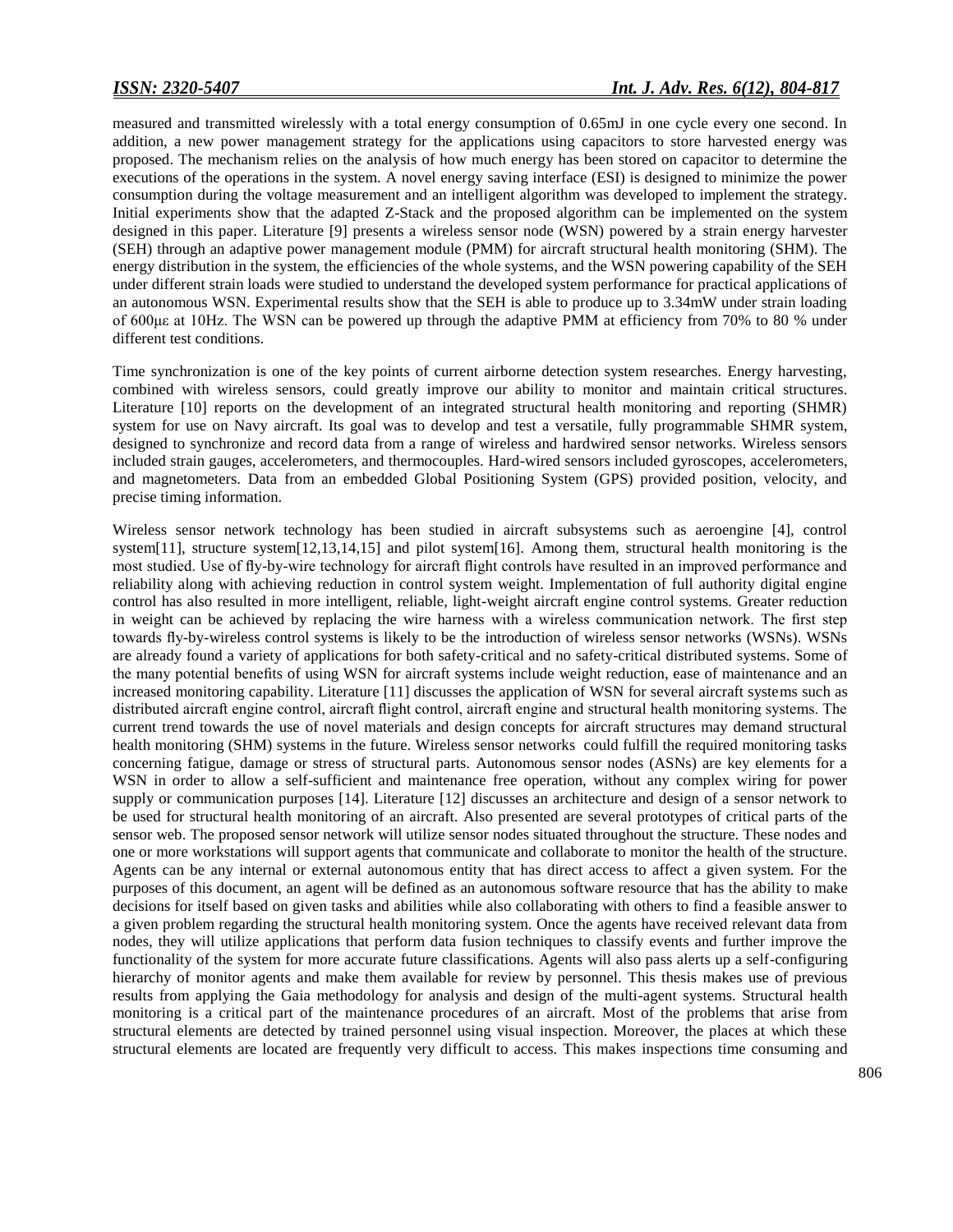measured and transmitted wirelessly with a total energy consumption of 0.65mJ in one cycle every one second. In addition, a new power management strategy for the applications using capacitors to store harvested energy was proposed. The mechanism relies on the analysis of how much energy has been stored on capacitor to determine the executions of the operations in the system. A novel energy saving interface (ESI) is designed to minimize the power consumption during the voltage measurement and an intelligent algorithm was developed to implement the strategy. Initial experiments show that the adapted Z-Stack and the proposed algorithm can be implemented on the system designed in this paper. Literature [9] presents a wireless sensor node (WSN) powered by a strain energy harvester (SEH) through an adaptive power management module (PMM) for aircraft structural health monitoring (SHM). The energy distribution in the system, the efficiencies of the whole systems, and the WSN powering capability of the SEH under different strain loads were studied to understand the developed system performance for practical applications of an autonomous WSN. Experimental results show that the SEH is able to produce up to 3.34mW under strain loading of 600με at 10Hz. The WSN can be powered up through the adaptive PMM at efficiency from 70% to 80 % under different test conditions.

Time synchronization is one of the key points of current airborne detection system researches. Energy harvesting, combined with wireless sensors, could greatly improve our ability to monitor and maintain critical structures. Literature [10] reports on the development of an integrated structural health monitoring and reporting (SHMR) system for use on Navy aircraft. Its goal was to develop and test a versatile, fully programmable SHMR system, designed to synchronize and record data from a range of wireless and hardwired sensor networks. Wireless sensors included strain gauges, accelerometers, and thermocouples. Hard-wired sensors included gyroscopes, accelerometers, and magnetometers. Data from an embedded Global Positioning System (GPS) provided position, velocity, and precise timing information.

Wireless sensor network technology has been studied in aircraft subsystems such as aeroengine [4], control system[11], structure system[12,13,14,15] and pilot system[16]. Among them, structural health monitoring is the most studied. Use of fly-by-wire technology for aircraft flight controls have resulted in an improved performance and reliability along with achieving reduction in control system weight. Implementation of full authority digital engine control has also resulted in more intelligent, reliable, light-weight aircraft engine control systems. Greater reduction in weight can be achieved by replacing the wire harness with a wireless communication network. The first step towards fly-by-wireless control systems is likely to be the introduction of wireless sensor networks (WSNs). WSNs are already found a variety of applications for both safety-critical and no safety-critical distributed systems. Some of the many potential benefits of using WSN for aircraft systems include weight reduction, ease of maintenance and an increased monitoring capability. Literature [11] discusses the application of WSN for several aircraft systems such as distributed aircraft engine control, aircraft flight control, aircraft engine and structural health monitoring systems. The current trend towards the use of novel materials and design concepts for aircraft structures may demand structural health monitoring (SHM) systems in the future. Wireless sensor networks could fulfill the required monitoring tasks concerning fatigue, damage or stress of structural parts. Autonomous sensor nodes (ASNs) are key elements for a WSN in order to allow a self-sufficient and maintenance free operation, without any complex wiring for power supply or communication purposes [14]. Literature [12] discusses an architecture and design of a sensor network to be used for structural health monitoring of an aircraft. Also presented are several prototypes of critical parts of the sensor web. The proposed sensor network will utilize sensor nodes situated throughout the structure. These nodes and one or more workstations will support agents that communicate and collaborate to monitor the health of the structure. Agents can be any internal or external autonomous entity that has direct access to affect a given system. For the purposes of this document, an agent will be defined as an autonomous software resource that has the ability to make decisions for itself based on given tasks and abilities while also collaborating with others to find a feasible answer to a given problem regarding the structural health monitoring system. Once the agents have received relevant data from nodes, they will utilize applications that perform data fusion techniques to classify events and further improve the functionality of the system for more accurate future classifications. Agents will also pass alerts up a self-configuring hierarchy of monitor agents and make them available for review by personnel. This thesis makes use of previous results from applying the Gaia methodology for analysis and design of the multi-agent systems. Structural health monitoring is a critical part of the maintenance procedures of an aircraft. Most of the problems that arise from structural elements are detected by trained personnel using visual inspection. Moreover, the places at which these structural elements are located are frequently very difficult to access. This makes inspections time consuming and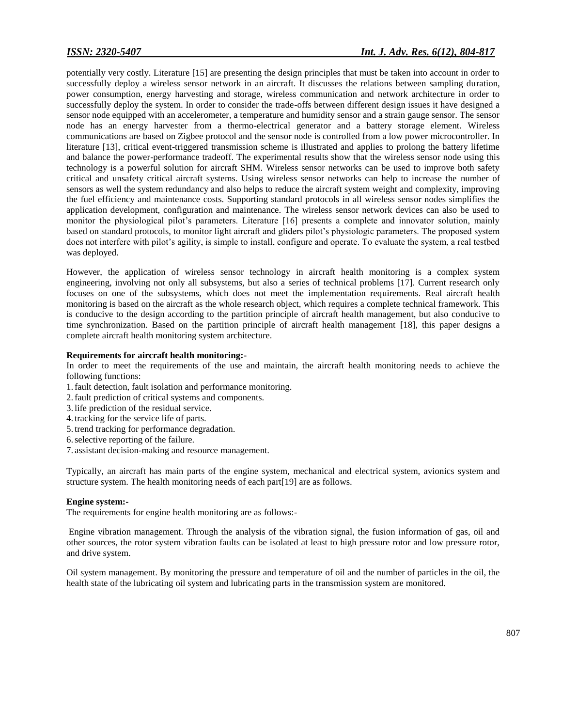potentially very costly. Literature [15] are presenting the design principles that must be taken into account in order to successfully deploy a wireless sensor network in an aircraft. It discusses the relations between sampling duration, power consumption, energy harvesting and storage, wireless communication and network architecture in order to successfully deploy the system. In order to consider the trade-offs between different design issues it have designed a sensor node equipped with an accelerometer, a temperature and humidity sensor and a strain gauge sensor. The sensor node has an energy harvester from a thermo-electrical generator and a battery storage element. Wireless communications are based on Zigbee protocol and the sensor node is controlled from a low power microcontroller. In literature [13], critical event-triggered transmission scheme is illustrated and applies to prolong the battery lifetime and balance the power-performance tradeoff. The experimental results show that the wireless sensor node using this technology is a powerful solution for aircraft SHM. Wireless sensor networks can be used to improve both safety critical and unsafety critical aircraft systems. Using wireless sensor networks can help to increase the number of sensors as well the system redundancy and also helps to reduce the aircraft system weight and complexity, improving the fuel efficiency and maintenance costs. Supporting standard protocols in all wireless sensor nodes simplifies the application development, configuration and maintenance. The wireless sensor network devices can also be used to monitor the physiological pilot's parameters. Literature [16] presents a complete and innovator solution, mainly based on standard protocols, to monitor light aircraft and gliders pilot's physiologic parameters. The proposed system does not interfere with pilot's agility, is simple to install, configure and operate. To evaluate the system, a real testbed was deployed.

However, the application of wireless sensor technology in aircraft health monitoring is a complex system engineering, involving not only all subsystems, but also a series of technical problems [17]. Current research only focuses on one of the subsystems, which does not meet the implementation requirements. Real aircraft health monitoring is based on the aircraft as the whole research object, which requires a complete technical framework. This is conducive to the design according to the partition principle of aircraft health management, but also conducive to time synchronization. Based on the partition principle of aircraft health management [18], this paper designs a complete aircraft health monitoring system architecture.

**Requirements for aircraft health monitoring:-**

In order to meet the requirements of the use and maintain, the aircraft health monitoring needs to achieve the following functions:

1. fault detection, fault isolation and performance monitoring.
2. fault prediction of critical systems and components.
3. life prediction of the residual service.
4. tracking for the service life of parts.
5. trend tracking for performance degradation.
6. selective reporting of the failure.
7. assistant decision-making and resource management.

Typically, an aircraft has main parts of the engine system, mechanical and electrical system, avionics system and structure system. The health monitoring needs of each part[19] are as follows.

**Engine system:-**

The requirements for engine health monitoring are as follows:-

Engine vibration management. Through the analysis of the vibration signal, the fusion information of gas, oil and other sources, the rotor system vibration faults can be isolated at least to high pressure rotor and low pressure rotor, and drive system.

Oil system management. By monitoring the pressure and temperature of oil and the number of particles in the oil, the health state of the lubricating oil system and lubricating parts in the transmission system are monitored.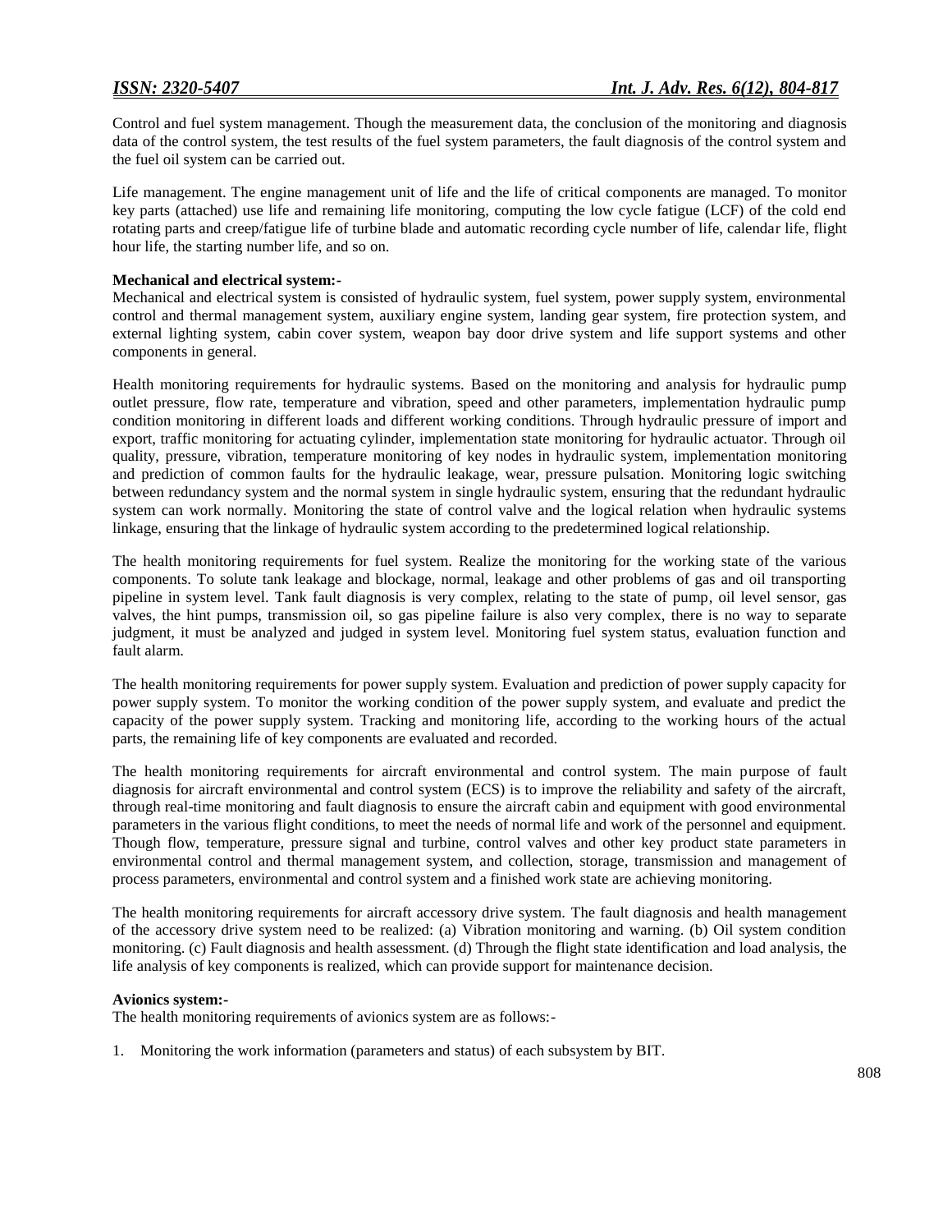Control and fuel system management. Though the measurement data, the conclusion of the monitoring and diagnosis data of the control system, the test results of the fuel system parameters, the fault diagnosis of the control system and the fuel oil system can be carried out.

Life management. The engine management unit of life and the life of critical components are managed. To monitor key parts (attached) use life and remaining life monitoring, computing the low cycle fatigue (LCF) of the cold end rotating parts and creep/fatigue life of turbine blade and automatic recording cycle number of life, calendar life, flight hour life, the starting number life, and so on.

**Mechanical and electrical system:-**

Mechanical and electrical system is consisted of hydraulic system, fuel system, power supply system, environmental control and thermal management system, auxiliary engine system, landing gear system, fire protection system, and external lighting system, cabin cover system, weapon bay door drive system and life support systems and other components in general.

Health monitoring requirements for hydraulic systems. Based on the monitoring and analysis for hydraulic pump outlet pressure, flow rate, temperature and vibration, speed and other parameters, implementation hydraulic pump condition monitoring in different loads and different working conditions. Through hydraulic pressure of import and export, traffic monitoring for actuating cylinder, implementation state monitoring for hydraulic actuator. Through oil quality, pressure, vibration, temperature monitoring of key nodes in hydraulic system, implementation monitoring and prediction of common faults for the hydraulic leakage, wear, pressure pulsation. Monitoring logic switching between redundancy system and the normal system in single hydraulic system, ensuring that the redundant hydraulic system can work normally. Monitoring the state of control valve and the logical relation when hydraulic systems linkage, ensuring that the linkage of hydraulic system according to the predetermined logical relationship.

The health monitoring requirements for fuel system. Realize the monitoring for the working state of the various components. To solute tank leakage and blockage, normal, leakage and other problems of gas and oil transporting pipeline in system level. Tank fault diagnosis is very complex, relating to the state of pump, oil level sensor, gas valves, the hint pumps, transmission oil, so gas pipeline failure is also very complex, there is no way to separate judgment, it must be analyzed and judged in system level. Monitoring fuel system status, evaluation function and fault alarm.

The health monitoring requirements for power supply system. Evaluation and prediction of power supply capacity for power supply system. To monitor the working condition of the power supply system, and evaluate and predict the capacity of the power supply system. Tracking and monitoring life, according to the working hours of the actual parts, the remaining life of key components are evaluated and recorded.

The health monitoring requirements for aircraft environmental and control system. The main purpose of fault diagnosis for aircraft environmental and control system (ECS) is to improve the reliability and safety of the aircraft, through real-time monitoring and fault diagnosis to ensure the aircraft cabin and equipment with good environmental parameters in the various flight conditions, to meet the needs of normal life and work of the personnel and equipment. Though flow, temperature, pressure signal and turbine, control valves and other key product state parameters in environmental control and thermal management system, and collection, storage, transmission and management of process parameters, environmental and control system and a finished work state are achieving monitoring.

The health monitoring requirements for aircraft accessory drive system. The fault diagnosis and health management of the accessory drive system need to be realized: (a) Vibration monitoring and warning. (b) Oil system condition monitoring. (c) Fault diagnosis and health assessment. (d) Through the flight state identification and load analysis, the life analysis of key components is realized, which can provide support for maintenance decision.

**Avionics system:-**

The health monitoring requirements of avionics system are as follows:-

1. Monitoring the work information (parameters and status) of each subsystem by BIT.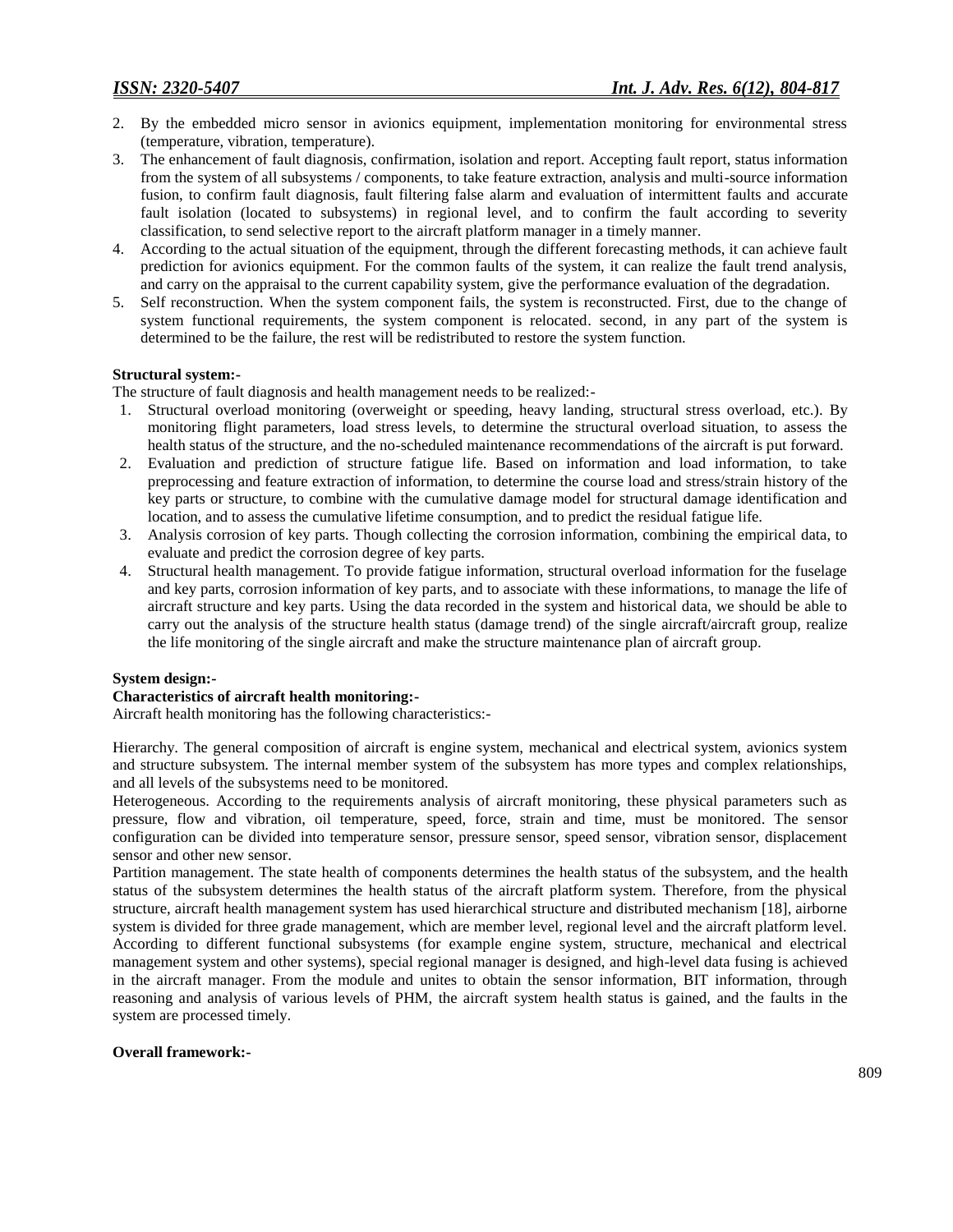2. By the embedded micro sensor in avionics equipment, implementation monitoring for environmental stress (temperature, vibration, temperature).
3. The enhancement of fault diagnosis, confirmation, isolation and report. Accepting fault report, status information from the system of all subsystems / components, to take feature extraction, analysis and multi-source information fusion, to confirm fault diagnosis, fault filtering false alarm and evaluation of intermittent faults and accurate fault isolation (located to subsystems) in regional level, and to confirm the fault according to severity classification, to send selective report to the aircraft platform manager in a timely manner.
4. According to the actual situation of the equipment, through the different forecasting methods, it can achieve fault prediction for avionics equipment. For the common faults of the system, it can realize the fault trend analysis, and carry on the appraisal to the current capability system, give the performance evaluation of the degradation.
5. Self reconstruction. When the system component fails, the system is reconstructed. First, due to the change of system functional requirements, the system component is relocated. second, in any part of the system is determined to be the failure, the rest will be redistributed to restore the system function.

**Structural system:-**

The structure of fault diagnosis and health management needs to be realized:-

1. Structural overload monitoring (overweight or speeding, heavy landing, structural stress overload, etc.). By monitoring flight parameters, load stress levels, to determine the structural overload situation, to assess the health status of the structure, and the no-scheduled maintenance recommendations of the aircraft is put forward.
2. Evaluation and prediction of structure fatigue life. Based on information and load information, to take preprocessing and feature extraction of information, to determine the course load and stress/strain history of the key parts or structure, to combine with the cumulative damage model for structural damage identification and location, and to assess the cumulative lifetime consumption, and to predict the residual fatigue life.
3. Analysis corrosion of key parts. Though collecting the corrosion information, combining the empirical data, to evaluate and predict the corrosion degree of key parts.
4. Structural health management. To provide fatigue information, structural overload information for the fuselage and key parts, corrosion information of key parts, and to associate with these informations, to manage the life of aircraft structure and key parts. Using the data recorded in the system and historical data, we should be able to carry out the analysis of the structure health status (damage trend) of the single aircraft/aircraft group, realize the life monitoring of the single aircraft and make the structure maintenance plan of aircraft group.

**System design:-**

**Characteristics of aircraft health monitoring:-**

Aircraft health monitoring has the following characteristics:-

Hierarchy. The general composition of aircraft is engine system, mechanical and electrical system, avionics system and structure subsystem. The internal member system of the subsystem has more types and complex relationships, and all levels of the subsystems need to be monitored.

Heterogeneous. According to the requirements analysis of aircraft monitoring, these physical parameters such as pressure, flow and vibration, oil temperature, speed, force, strain and time, must be monitored. The sensor configuration can be divided into temperature sensor, pressure sensor, speed sensor, vibration sensor, displacement sensor and other new sensor.

Partition management. The state health of components determines the health status of the subsystem, and the health status of the subsystem determines the health status of the aircraft platform system. Therefore, from the physical structure, aircraft health management system has used hierarchical structure and distributed mechanism [18], airborne system is divided for three grade management, which are member level, regional level and the aircraft platform level. According to different functional subsystems (for example engine system, structure, mechanical and electrical management system and other systems), special regional manager is designed, and high-level data fusing is achieved in the aircraft manager. From the module and unites to obtain the sensor information, BIT information, through reasoning and analysis of various levels of PHM, the aircraft system health status is gained, and the faults in the system are processed timely.

**Overall framework:-**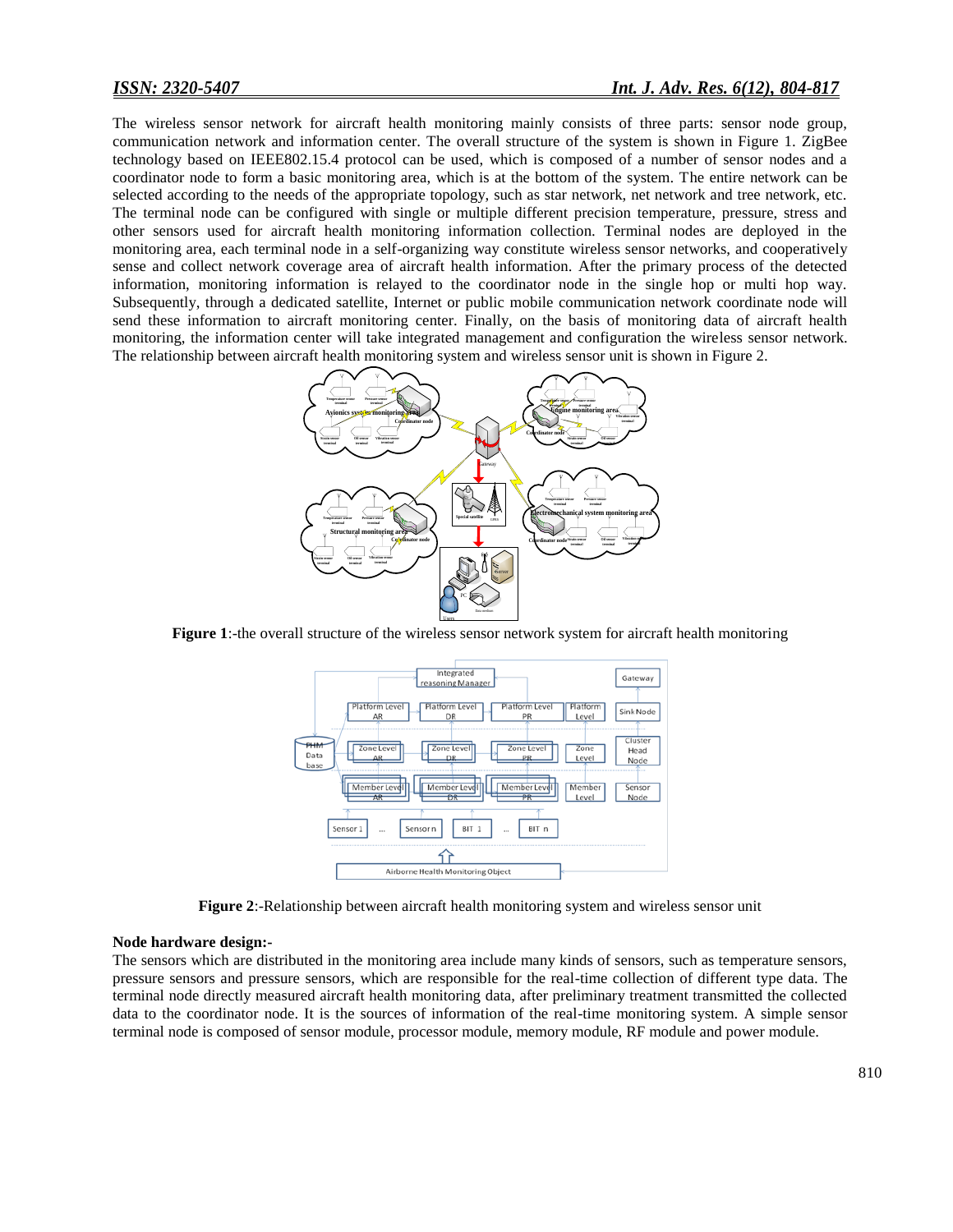The wireless sensor network for aircraft health monitoring mainly consists of three parts: sensor node group, communication network and information center. The overall structure of the system is shown in Figure 1. ZigBee technology based on IEEE802.15.4 protocol can be used, which is composed of a number of sensor nodes and a coordinator node to form a basic monitoring area, which is at the bottom of the system. The entire network can be selected according to the needs of the appropriate topology, such as star network, net network and tree network, etc. The terminal node can be configured with single or multiple different precision temperature, pressure, stress and other sensors used for aircraft health monitoring information collection. Terminal nodes are deployed in the monitoring area, each terminal node in a self-organizing way constitute wireless sensor networks, and cooperatively sense and collect network coverage area of aircraft health information. After the primary process of the detected information, monitoring information is relayed to the coordinator node in the single hop or multi hop way. Subsequently, through a dedicated satellite, Internet or public mobile communication network coordinate node will send these information to aircraft monitoring center. Finally, on the basis of monitoring data of aircraft health monitoring, the information center will take integrated management and configuration the wireless sensor network. The relationship between aircraft health monitoring system and wireless sensor unit is shown in Figure 2.

**Figure 1**:-the overall structure of the wireless sensor network system for aircraft health monitoring

**Figure 2**:-Relationship between aircraft health monitoring system and wireless sensor unit

**Node hardware design:-**

The sensors which are distributed in the monitoring area include many kinds of sensors, such as temperature sensors, pressure sensors and pressure sensors, which are responsible for the real-time collection of different type data. The terminal node directly measured aircraft health monitoring data, after preliminary treatment transmitted the collected data to the coordinator node. It is the sources of information of the real-time monitoring system. A simple sensor terminal node is composed of sensor module, processor module, memory module, RF module and power module.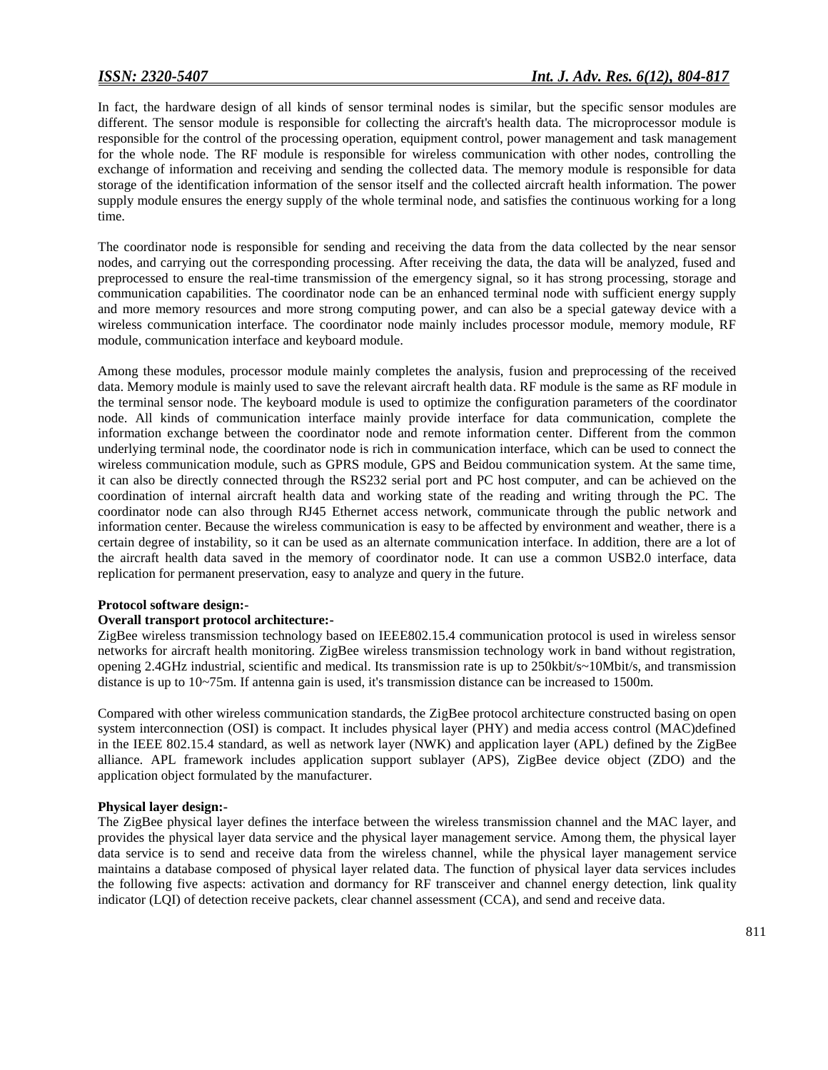In fact, the hardware design of all kinds of sensor terminal nodes is similar, but the specific sensor modules are different. The sensor module is responsible for collecting the aircraft's health data. The microprocessor module is responsible for the control of the processing operation, equipment control, power management and task management for the whole node. The RF module is responsible for wireless communication with other nodes, controlling the exchange of information and receiving and sending the collected data. The memory module is responsible for data storage of the identification information of the sensor itself and the collected aircraft health information. The power supply module ensures the energy supply of the whole terminal node, and satisfies the continuous working for a long time.

The coordinator node is responsible for sending and receiving the data from the data collected by the near sensor nodes, and carrying out the corresponding processing. After receiving the data, the data will be analyzed, fused and preprocessed to ensure the real-time transmission of the emergency signal, so it has strong processing, storage and communication capabilities. The coordinator node can be an enhanced terminal node with sufficient energy supply and more memory resources and more strong computing power, and can also be a special gateway device with a wireless communication interface. The coordinator node mainly includes processor module, memory module, RF module, communication interface and keyboard module.

Among these modules, processor module mainly completes the analysis, fusion and preprocessing of the received data. Memory module is mainly used to save the relevant aircraft health data. RF module is the same as RF module in the terminal sensor node. The keyboard module is used to optimize the configuration parameters of the coordinator node. All kinds of communication interface mainly provide interface for data communication, complete the information exchange between the coordinator node and remote information center. Different from the common underlying terminal node, the coordinator node is rich in communication interface, which can be used to connect the wireless communication module, such as GPRS module, GPS and Beidou communication system. At the same time, it can also be directly connected through the RS232 serial port and PC host computer, and can be achieved on the coordination of internal aircraft health data and working state of the reading and writing through the PC. The coordinator node can also through RJ45 Ethernet access network, communicate through the public network and information center. Because the wireless communication is easy to be affected by environment and weather, there is a certain degree of instability, so it can be used as an alternate communication interface. In addition, there are a lot of the aircraft health data saved in the memory of coordinator node. It can use a common USB2.0 interface, data replication for permanent preservation, easy to analyze and query in the future.

**Protocol software design:-**

**Overall transport protocol architecture:-**

ZigBee wireless transmission technology based on IEEE802.15.4 communication protocol is used in wireless sensor networks for aircraft health monitoring. ZigBee wireless transmission technology work in band without registration, opening 2.4GHz industrial, scientific and medical. Its transmission rate is up to 250kbit/s~10Mbit/s, and transmission distance is up to 10~75m. If antenna gain is used, it's transmission distance can be increased to 1500m.

Compared with other wireless communication standards, the ZigBee protocol architecture constructed basing on open system interconnection (OSI) is compact. It includes physical layer (PHY) and media access control (MAC)defined in the IEEE 802.15.4 standard, as well as network layer (NWK) and application layer (APL) defined by the ZigBee alliance. APL framework includes application support sublayer (APS), ZigBee device object (ZDO) and the application object formulated by the manufacturer.

**Physical layer design:-**

The ZigBee physical layer defines the interface between the wireless transmission channel and the MAC layer, and provides the physical layer data service and the physical layer management service. Among them, the physical layer data service is to send and receive data from the wireless channel, while the physical layer management service maintains a database composed of physical layer related data. The function of physical layer data services includes the following five aspects: activation and dormancy for RF transceiver and channel energy detection, link quality indicator (LQI) of detection receive packets, clear channel assessment (CCA), and send and receive data.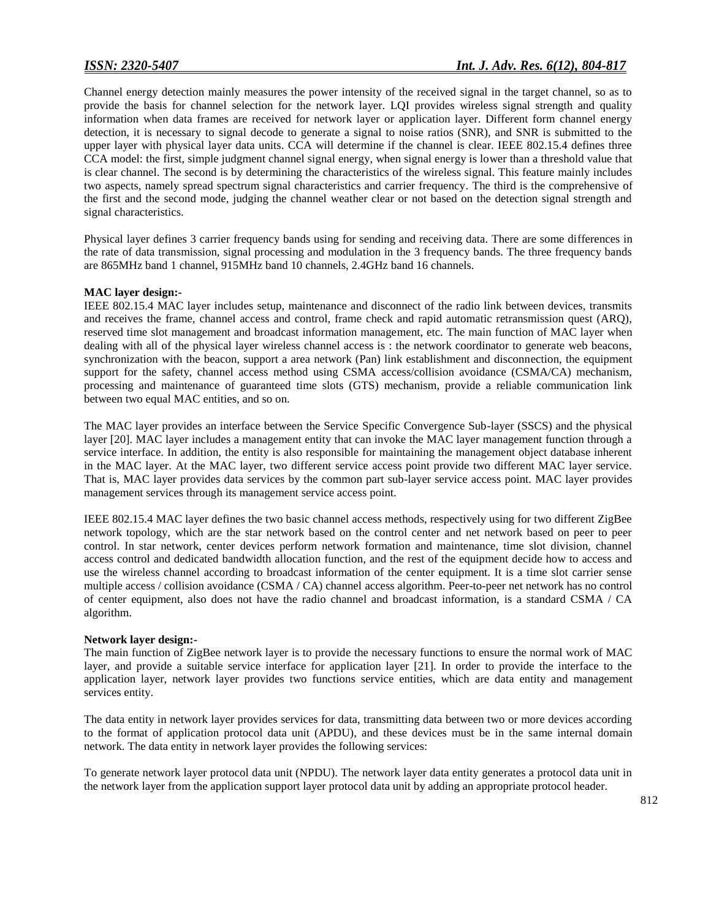Channel energy detection mainly measures the power intensity of the received signal in the target channel, so as to provide the basis for channel selection for the network layer. LQI provides wireless signal strength and quality information when data frames are received for network layer or application layer. Different form channel energy detection, it is necessary to signal decode to generate a signal to noise ratios (SNR), and SNR is submitted to the upper layer with physical layer data units. CCA will determine if the channel is clear. IEEE 802.15.4 defines three CCA model: the first, simple judgment channel signal energy, when signal energy is lower than a threshold value that is clear channel. The second is by determining the characteristics of the wireless signal. This feature mainly includes two aspects, namely spread spectrum signal characteristics and carrier frequency. The third is the comprehensive of the first and the second mode, judging the channel weather clear or not based on the detection signal strength and signal characteristics.

Physical layer defines 3 carrier frequency bands using for sending and receiving data. There are some differences in the rate of data transmission, signal processing and modulation in the 3 frequency bands. The three frequency bands are 865MHz band 1 channel, 915MHz band 10 channels, 2.4GHz band 16 channels.

**MAC layer design:-**

IEEE 802.15.4 MAC layer includes setup, maintenance and disconnect of the radio link between devices, transmits and receives the frame, channel access and control, frame check and rapid automatic retransmission quest (ARQ), reserved time slot management and broadcast information management, etc. The main function of MAC layer when dealing with all of the physical layer wireless channel access is : the network coordinator to generate web beacons, synchronization with the beacon, support a area network (Pan) link establishment and disconnection, the equipment support for the safety, channel access method using CSMA access/collision avoidance (CSMA/CA) mechanism, processing and maintenance of guaranteed time slots (GTS) mechanism, provide a reliable communication link between two equal MAC entities, and so on.

The MAC layer provides an interface between the Service Specific Convergence Sub-layer (SSCS) and the physical layer [20]. MAC layer includes a management entity that can invoke the MAC layer management function through a service interface. In addition, the entity is also responsible for maintaining the management object database inherent in the MAC layer. At the MAC layer, two different service access point provide two different MAC layer service. That is, MAC layer provides data services by the common part sub-layer service access point. MAC layer provides management services through its management service access point.

IEEE 802.15.4 MAC layer defines the two basic channel access methods, respectively using for two different ZigBee network topology, which are the star network based on the control center and net network based on peer to peer control. In star network, center devices perform network formation and maintenance, time slot division, channel access control and dedicated bandwidth allocation function, and the rest of the equipment decide how to access and use the wireless channel according to broadcast information of the center equipment. It is a time slot carrier sense multiple access / collision avoidance (CSMA / CA) channel access algorithm. Peer-to-peer net network has no control of center equipment, also does not have the radio channel and broadcast information, is a standard CSMA / CA algorithm.

**Network layer design:-**

The main function of ZigBee network layer is to provide the necessary functions to ensure the normal work of MAC layer, and provide a suitable service interface for application layer [21]. In order to provide the interface to the application layer, network layer provides two functions service entities, which are data entity and management services entity.

The data entity in network layer provides services for data, transmitting data between two or more devices according to the format of application protocol data unit (APDU), and these devices must be in the same internal domain network. The data entity in network layer provides the following services:

To generate network layer protocol data unit (NPDU). The network layer data entity generates a protocol data unit in the network layer from the application support layer protocol data unit by adding an appropriate protocol header.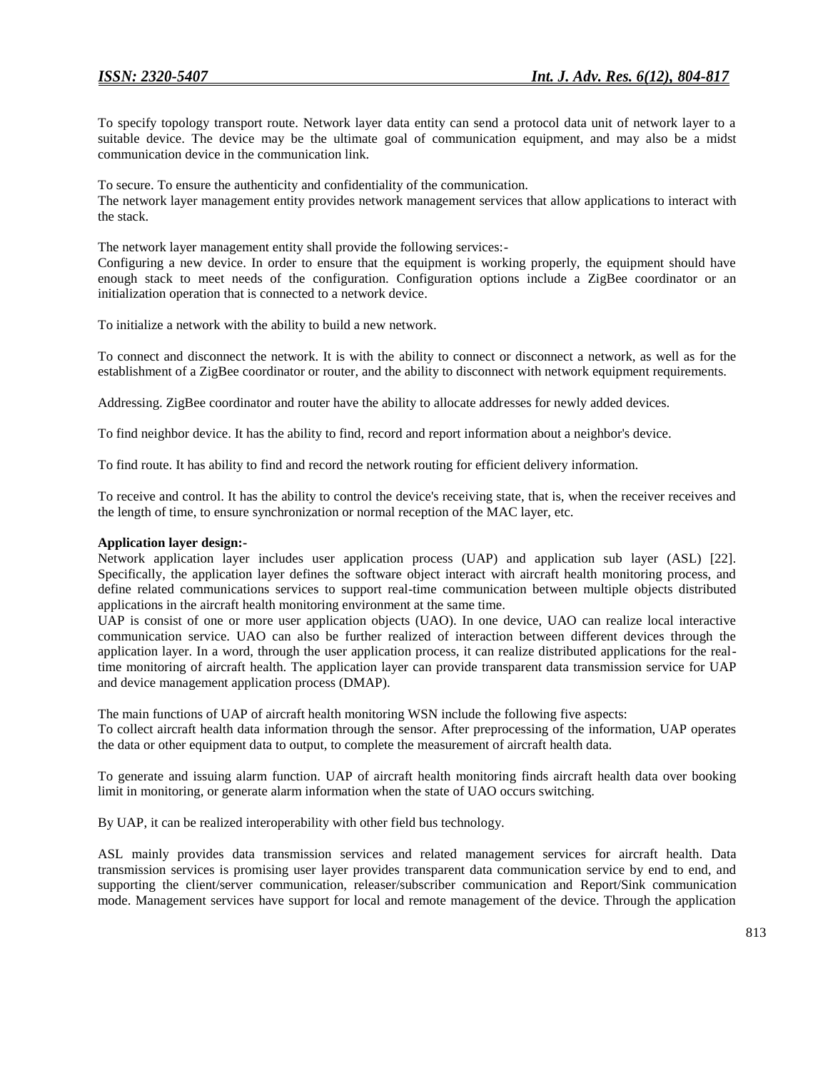To specify topology transport route. Network layer data entity can send a protocol data unit of network layer to a suitable device. The device may be the ultimate goal of communication equipment, and may also be a midst communication device in the communication link.

To secure. To ensure the authenticity and confidentiality of the communication.
The network layer management entity provides network management services that allow applications to interact with the stack.

The network layer management entity shall provide the following services:-
Configuring a new device. In order to ensure that the equipment is working properly, the equipment should have enough stack to meet needs of the configuration. Configuration options include a ZigBee coordinator or an initialization operation that is connected to a network device.

To initialize a network with the ability to build a new network.

To connect and disconnect the network. It is with the ability to connect or disconnect a network, as well as for the establishment of a ZigBee coordinator or router, and the ability to disconnect with network equipment requirements.

Addressing. ZigBee coordinator and router have the ability to allocate addresses for newly added devices.

To find neighbor device. It has the ability to find, record and report information about a neighbor's device.

To find route. It has ability to find and record the network routing for efficient delivery information.

To receive and control. It has the ability to control the device's receiving state, that is, when the receiver receives and the length of time, to ensure synchronization or normal reception of the MAC layer, etc.

**Application layer design:-**
Network application layer includes user application process (UAP) and application sub layer (ASL) [22]. Specifically, the application layer defines the software object interact with aircraft health monitoring process, and define related communications services to support real-time communication between multiple objects distributed applications in the aircraft health monitoring environment at the same time.
UAP is consist of one or more user application objects (UAO). In one device, UAO can realize local interactive communication service. UAO can also be further realized of interaction between different devices through the application layer. In a word, through the user application process, it can realize distributed applications for the real-time monitoring of aircraft health. The application layer can provide transparent data transmission service for UAP and device management application process (DMAP).

The main functions of UAP of aircraft health monitoring WSN include the following five aspects:
To collect aircraft health data information through the sensor. After preprocessing of the information, UAP operates the data or other equipment data to output, to complete the measurement of aircraft health data.

To generate and issuing alarm function. UAP of aircraft health monitoring finds aircraft health data over booking limit in monitoring, or generate alarm information when the state of UAO occurs switching.

By UAP, it can be realized interoperability with other field bus technology.

ASL mainly provides data transmission services and related management services for aircraft health. Data transmission services is promising user layer provides transparent data communication service by end to end, and supporting the client/server communication, releaser/subscriber communication and Report/Sink communication mode. Management services have support for local and remote management of the device. Through the application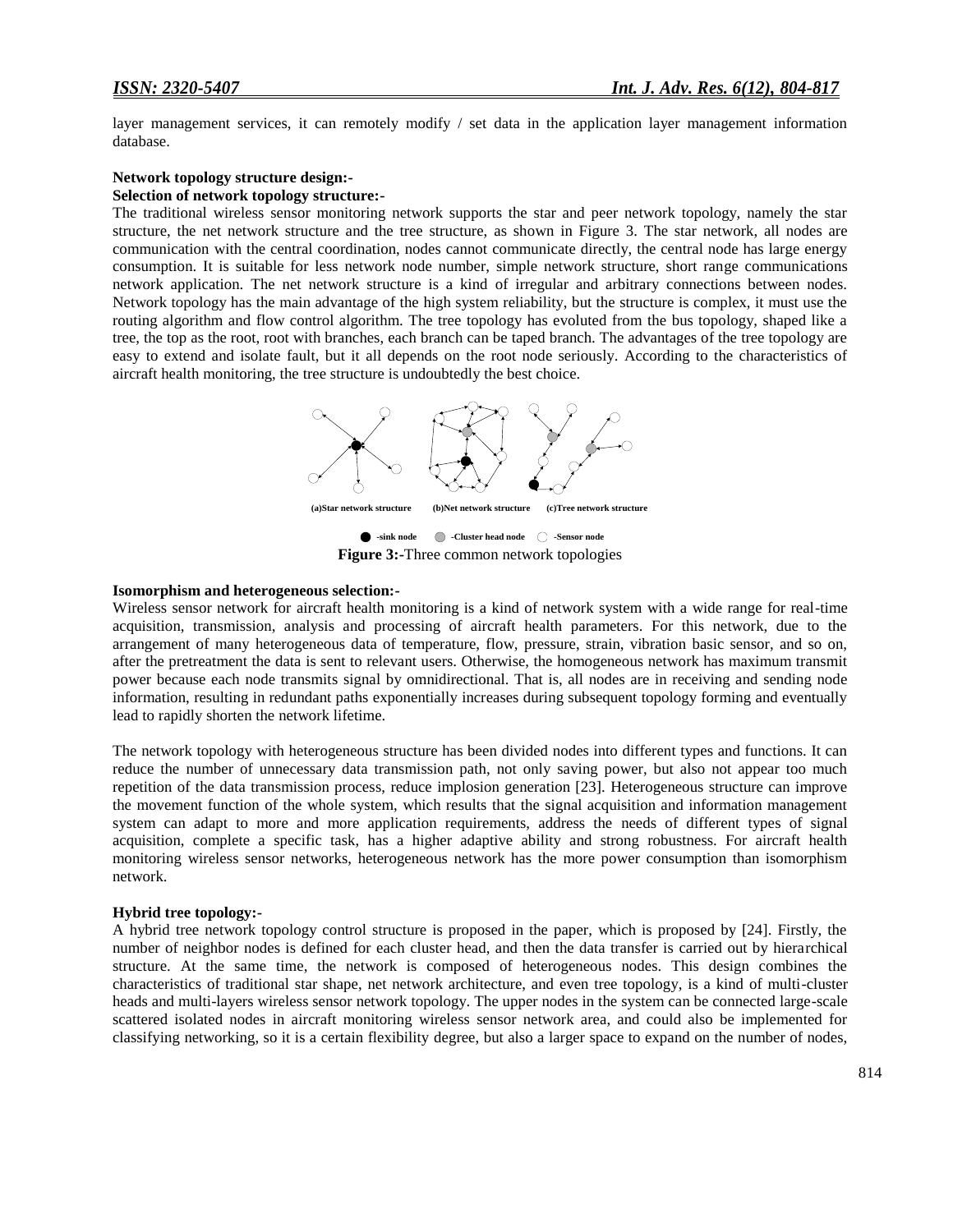layer management services, it can remotely modify / set data in the application layer management information database.

**Network topology structure design:-**

**Selection of network topology structure:-**

The traditional wireless sensor monitoring network supports the star and peer network topology, namely the star structure, the net network structure and the tree structure, as shown in Figure 3. The star network, all nodes are communication with the central coordination, nodes cannot communicate directly, the central node has large energy consumption. It is suitable for less network node number, simple network structure, short range communications network application. The net network structure is a kind of irregular and arbitrary connections between nodes. Network topology has the main advantage of the high system reliability, but the structure is complex, it must use the routing algorithm and flow control algorithm. The tree topology has evoluted from the bus topology, shaped like a tree, the top as the root, root with branches, each branch can be taped branch. The advantages of the tree topology are easy to extend and isolate fault, but it all depends on the root node seriously. According to the characteristics of aircraft health monitoring, the tree structure is undoubtedly the best choice.

(a)Star network structure (b)Net network structure (c)Tree network structure

● -sink node ● -Cluster head node ○ -Sensor node

**Figure 3:-**Three common network topologies

**Isomorphism and heterogeneous selection:-**

Wireless sensor network for aircraft health monitoring is a kind of network system with a wide range for real-time acquisition, transmission, analysis and processing of aircraft health parameters. For this network, due to the arrangement of many heterogeneous data of temperature, flow, pressure, strain, vibration basic sensor, and so on, after the pretreatment the data is sent to relevant users. Otherwise, the homogeneous network has maximum transmit power because each node transmits signal by omnidirectional. That is, all nodes are in receiving and sending node information, resulting in redundant paths exponentially increases during subsequent topology forming and eventually lead to rapidly shorten the network lifetime.

The network topology with heterogeneous structure has been divided nodes into different types and functions. It can reduce the number of unnecessary data transmission path, not only saving power, but also not appear too much repetition of the data transmission process, reduce implosion generation [23]. Heterogeneous structure can improve the movement function of the whole system, which results that the signal acquisition and information management system can adapt to more and more application requirements, address the needs of different types of signal acquisition, complete a specific task, has a higher adaptive ability and strong robustness. For aircraft health monitoring wireless sensor networks, heterogeneous network has the more power consumption than isomorphism network.

**Hybrid tree topology:-**

A hybrid tree network topology control structure is proposed in the paper, which is proposed by [24]. Firstly, the number of neighbor nodes is defined for each cluster head, and then the data transfer is carried out by hierarchical structure. At the same time, the network is composed of heterogeneous nodes. This design combines the characteristics of traditional star shape, net network architecture, and even tree topology, is a kind of multi-cluster heads and multi-layers wireless sensor network topology. The upper nodes in the system can be connected large-scale scattered isolated nodes in aircraft monitoring wireless sensor network area, and could also be implemented for classifying networking, so it is a certain flexibility degree, but also a larger space to expand on the number of nodes,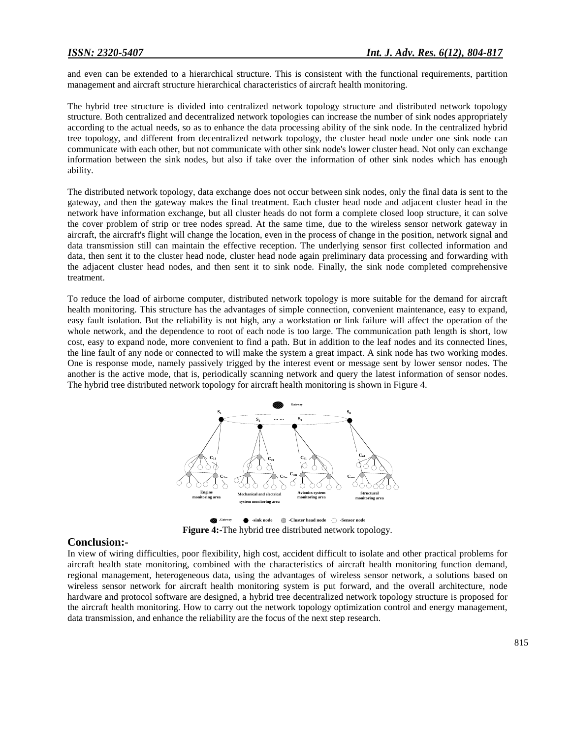and even can be extended to a hierarchical structure. This is consistent with the functional requirements, partition management and aircraft structure hierarchical characteristics of aircraft health monitoring.

The hybrid tree structure is divided into centralized network topology structure and distributed network topology structure. Both centralized and decentralized network topologies can increase the number of sink nodes appropriately according to the actual needs, so as to enhance the data processing ability of the sink node. In the centralized hybrid tree topology, and different from decentralized network topology, the cluster head node under one sink node can communicate with each other, but not communicate with other sink node's lower cluster head. Not only can exchange information between the sink nodes, but also if take over the information of other sink nodes which has enough ability.

The distributed network topology, data exchange does not occur between sink nodes, only the final data is sent to the gateway, and then the gateway makes the final treatment. Each cluster head node and adjacent cluster head in the network have information exchange, but all cluster heads do not form a complete closed loop structure, it can solve the cover problem of strip or tree nodes spread. At the same time, due to the wireless sensor network gateway in aircraft, the aircraft's flight will change the location, even in the process of change in the position, network signal and data transmission still can maintain the effective reception. The underlying sensor first collected information and data, then sent it to the cluster head node, cluster head node again preliminary data processing and forwarding with the adjacent cluster head nodes, and then sent it to sink node. Finally, the sink node completed comprehensive treatment.

To reduce the load of airborne computer, distributed network topology is more suitable for the demand for aircraft health monitoring. This structure has the advantages of simple connection, convenient maintenance, easy to expand, easy fault isolation. But the reliability is not high, any a workstation or link failure will affect the operation of the whole network, and the dependence to root of each node is too large. The communication path length is short, low cost, easy to expand node, more convenient to find a path. But in addition to the leaf nodes and its connected lines, the line fault of any node or connected to will make the system a great impact. A sink node has two working modes. One is response mode, namely passively trigged by the interest event or message sent by lower sensor nodes. The another is the active mode, that is, periodically scanning network and query the latest information of sensor nodes. The hybrid tree distributed network topology for aircraft health monitoring is shown in Figure 4.

**Figure 4:-**The hybrid tree distributed network topology.

## Conclusion:-

In view of wiring difficulties, poor flexibility, high cost, accident difficult to isolate and other practical problems for aircraft health state monitoring, combined with the characteristics of aircraft health monitoring function demand, regional management, heterogeneous data, using the advantages of wireless sensor network, a solutions based on wireless sensor network for aircraft health monitoring system is put forward, and the overall architecture, node hardware and protocol software are designed, a hybrid tree decentralized network topology structure is proposed for the aircraft health monitoring. How to carry out the network topology optimization control and energy management, data transmission, and enhance the reliability are the focus of the next step research.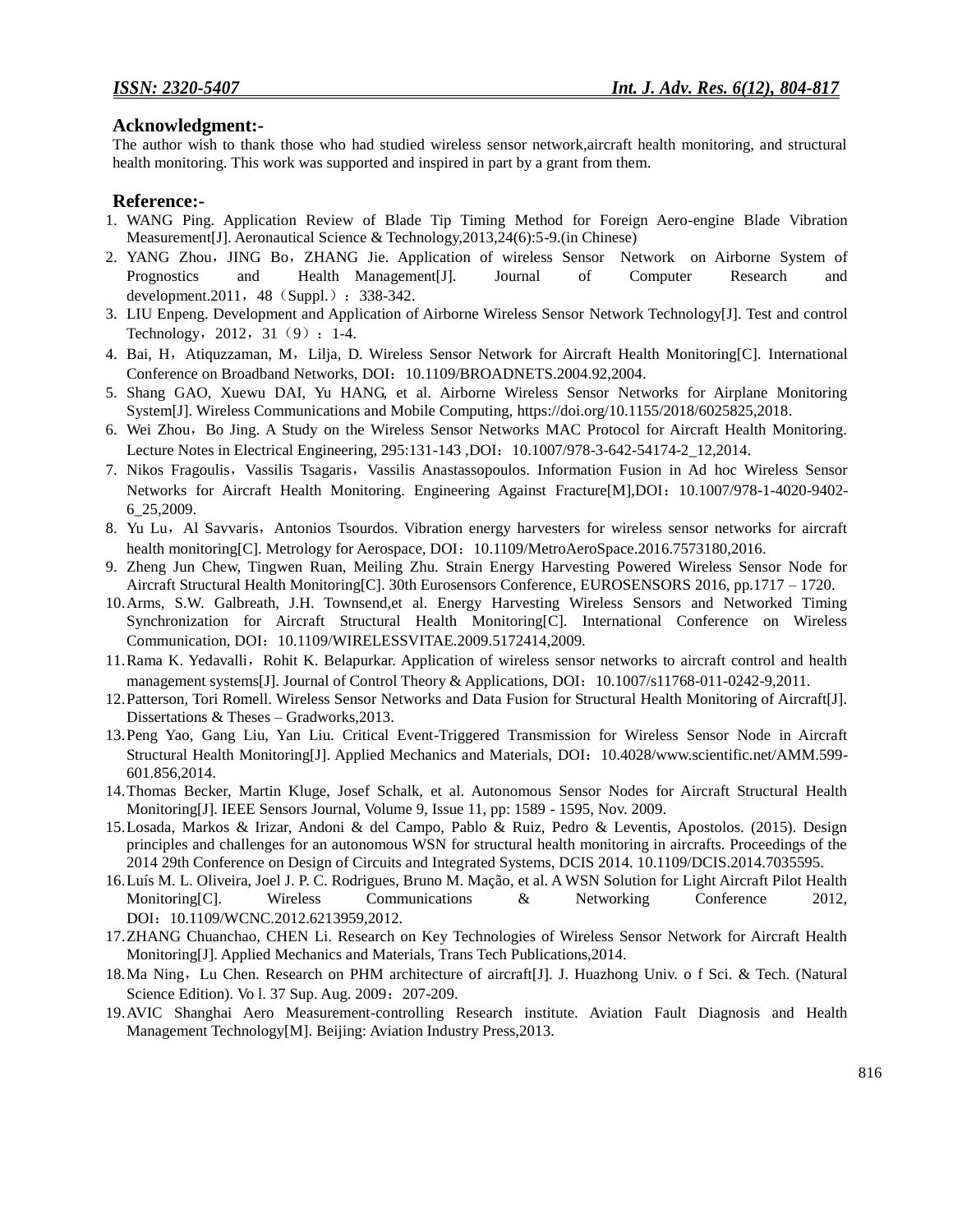## Acknowledgment:-

The author wish to thank those who had studied wireless sensor network,aircraft health monitoring, and structural health monitoring. This work was supported and inspired in part by a grant from them.

## Reference:-

1. WANG Ping. Application Review of Blade Tip Timing Method for Foreign Aero-engine Blade Vibration Measurement[J]. Aeronautical Science & Technology,2013,24(6):5-9.(in Chinese)
2. YANG Zhou，JING Bo，ZHANG Jie. Application of wireless Sensor Network on Airborne System of Prognostics and Health Management[J]. Journal of Computer Research and development.2011，48（Suppl.）：338-342.
3. LIU Enpeng. Development and Application of Airborne Wireless Sensor Network Technology[J]. Test and control Technology，2012，31（9）：1-4.
4. Bai, H，Atiquzzaman, M，Lilja, D. Wireless Sensor Network for Aircraft Health Monitoring[C]. International Conference on Broadband Networks, DOI：10.1109/BROADNETS.2004.92,2004.
5. Shang GAO, Xuewu DAI, Yu HANG, et al. Airborne Wireless Sensor Networks for Airplane Monitoring System[J]. Wireless Communications and Mobile Computing, https://doi.org/10.1155/2018/6025825,2018.
6. Wei Zhou，Bo Jing. A Study on the Wireless Sensor Networks MAC Protocol for Aircraft Health Monitoring. Lecture Notes in Electrical Engineering, 295:131-143 ,DOI：10.1007/978-3-642-54174-2_12,2014.
7. Nikos Fragoulis，Vassilis Tsagaris，Vassilis Anastassopoulos. Information Fusion in Ad hoc Wireless Sensor Networks for Aircraft Health Monitoring. Engineering Against Fracture[M],DOI：10.1007/978-1-4020-9402-6_25,2009.
8. Yu Lu，Al Savvaris，Antonios Tsourdos. Vibration energy harvesters for wireless sensor networks for aircraft health monitoring[C]. Metrology for Aerospace, DOI：10.1109/MetroAeroSpace.2016.7573180,2016.
9. Zheng Jun Chew, Tingwen Ruan, Meiling Zhu. Strain Energy Harvesting Powered Wireless Sensor Node for Aircraft Structural Health Monitoring[C]. 30th Eurosensors Conference, EUROSENSORS 2016, pp.1717 – 1720.
10. Arms, S.W. Galbreath, J.H. Townsend,et al. Energy Harvesting Wireless Sensors and Networked Timing Synchronization for Aircraft Structural Health Monitoring[C]. International Conference on Wireless Communication, DOI：10.1109/WIRELESSVITAE.2009.5172414,2009.
11. Rama K. Yedavalli，Rohit K. Belapurkar. Application of wireless sensor networks to aircraft control and health management systems[J]. Journal of Control Theory & Applications, DOI：10.1007/s11768-011-0242-9,2011.
12. Patterson, Tori Romell. Wireless Sensor Networks and Data Fusion for Structural Health Monitoring of Aircraft[J]. Dissertations & Theses – Gradworks,2013.
13. Peng Yao, Gang Liu, Yan Liu. Critical Event-Triggered Transmission for Wireless Sensor Node in Aircraft Structural Health Monitoring[J]. Applied Mechanics and Materials, DOI：10.4028/www.scientific.net/AMM.599-601.856,2014.
14. Thomas Becker, Martin Kluge, Josef Schalk, et al. Autonomous Sensor Nodes for Aircraft Structural Health Monitoring[J]. IEEE Sensors Journal, Volume 9, Issue 11, pp: 1589 - 1595, Nov. 2009.
15. Losada, Markos & Irizar, Andoni & del Campo, Pablo & Ruiz, Pedro & Leventis, Apostolos. (2015). Design principles and challenges for an autonomous WSN for structural health monitoring in aircrafts. Proceedings of the 2014 29th Conference on Design of Circuits and Integrated Systems, DCIS 2014. 10.1109/DCIS.2014.7035595.
16. Luís M. L. Oliveira, Joel J. P. C. Rodrigues, Bruno M. Mação, et al. A WSN Solution for Light Aircraft Pilot Health Monitoring[C]. Wireless Communications & Networking Conference 2012, DOI：10.1109/WCNC.2012.6213959,2012.
17. ZHANG Chuanchao, CHEN Li. Research on Key Technologies of Wireless Sensor Network for Aircraft Health Monitoring[J]. Applied Mechanics and Materials, Trans Tech Publications,2014.
18. Ma Ning，Lu Chen. Research on PHM architecture of aircraft[J]. J. Huazhong Univ. o f Sci. & Tech. (Natural Science Edition). Vo l. 37 Sup. Aug. 2009：207-209.
19. AVIC Shanghai Aero Measurement-controlling Research institute. Aviation Fault Diagnosis and Health Management Technology[M]. Beijing: Aviation Industry Press,2013.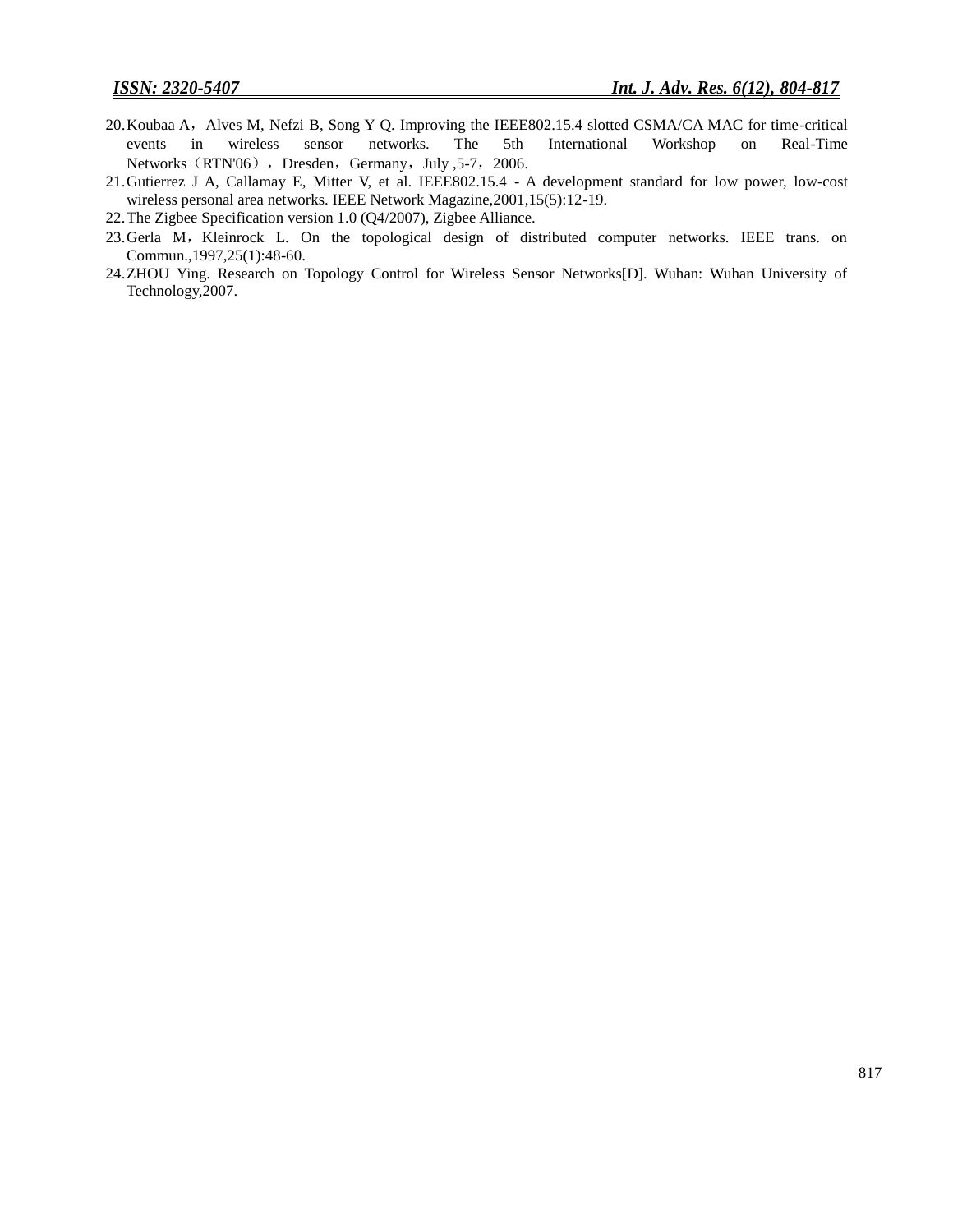20. Koubaa A，Alves M, Nefzi B, Song Y Q. Improving the IEEE802.15.4 slotted CSMA/CA MAC for time-critical events in wireless sensor networks. The 5th International Workshop on Real-Time Networks（RTN'06），Dresden，Germany，July ,5-7，2006.
21. Gutierrez J A, Callamay E, Mitter V, et al. IEEE802.15.4 - A development standard for low power, low-cost wireless personal area networks. IEEE Network Magazine,2001,15(5):12-19.
22. The Zigbee Specification version 1.0 (Q4/2007), Zigbee Alliance.
23. Gerla M，Kleinrock L. On the topological design of distributed computer networks. IEEE trans. on Commun.,1997,25(1):48-60.
24. ZHOU Ying. Research on Topology Control for Wireless Sensor Networks[D]. Wuhan: Wuhan University of Technology,2007.